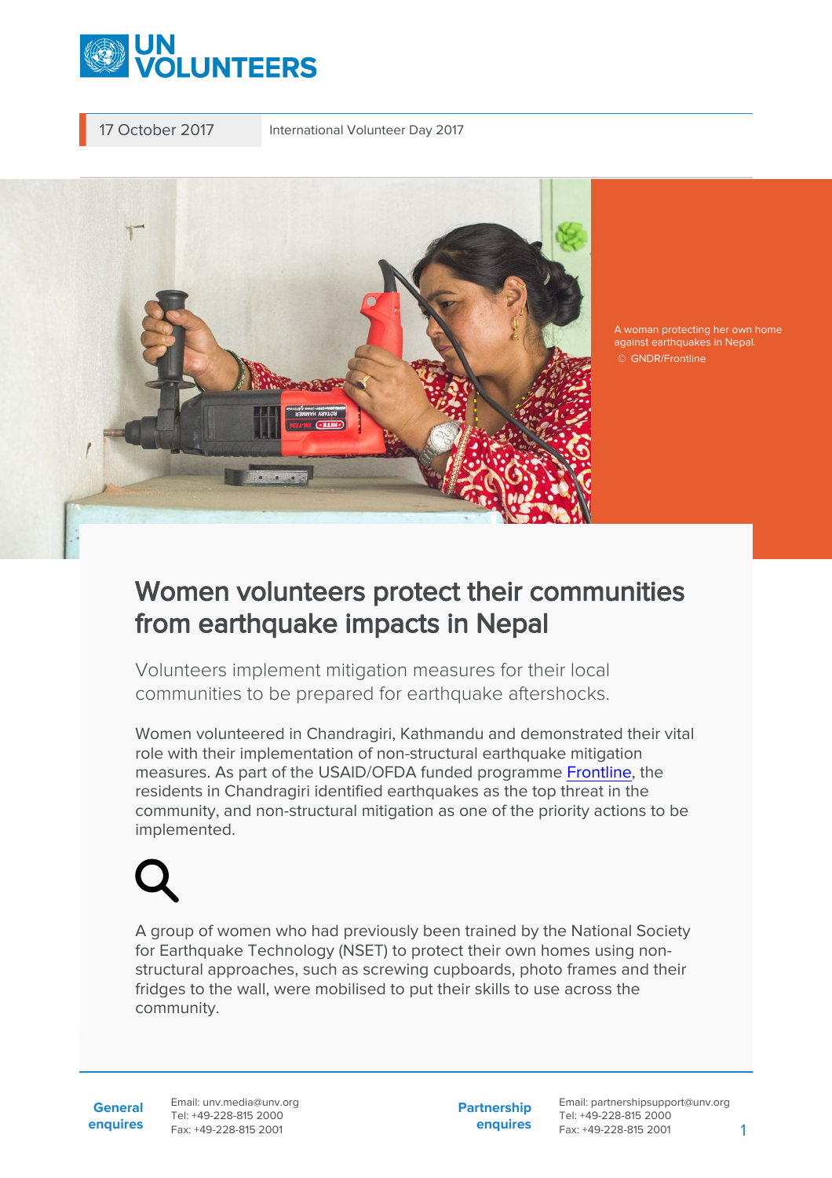17 October 2017 International Volunteer Day 2017

A woman protecting her own home against earthquakes in Nepal.
© GNDR/Frontline

# Women volunteers protect their communities from earthquake impacts in Nepal

Volunteers implement mitigation measures for their local communities to be prepared for earthquake aftershocks.

Women volunteered in Chandragiri, Kathmandu and demonstrated their vital role with their implementation of non-structural earthquake mitigation measures. As part of the USAID/OFDA funded programme Frontline, the residents in Chandragiri identified earthquakes as the top threat in the community, and non-structural mitigation as one of the priority actions to be implemented.

A group of women who had previously been trained by the National Society for Earthquake Technology (NSET) to protect their own homes using non-structural approaches, such as screwing cupboards, photo frames and their fridges to the wall, were mobilised to put their skills to use across the community.

**General enquires** Email: unv.media@unv.org Tel: +49-228-815 2000 Fax: +49-228-815 2001

**Partnership enquires** Email: partnershipsupport@unv.org Tel: +49-228-815 2000 Fax: +49-228-815 2001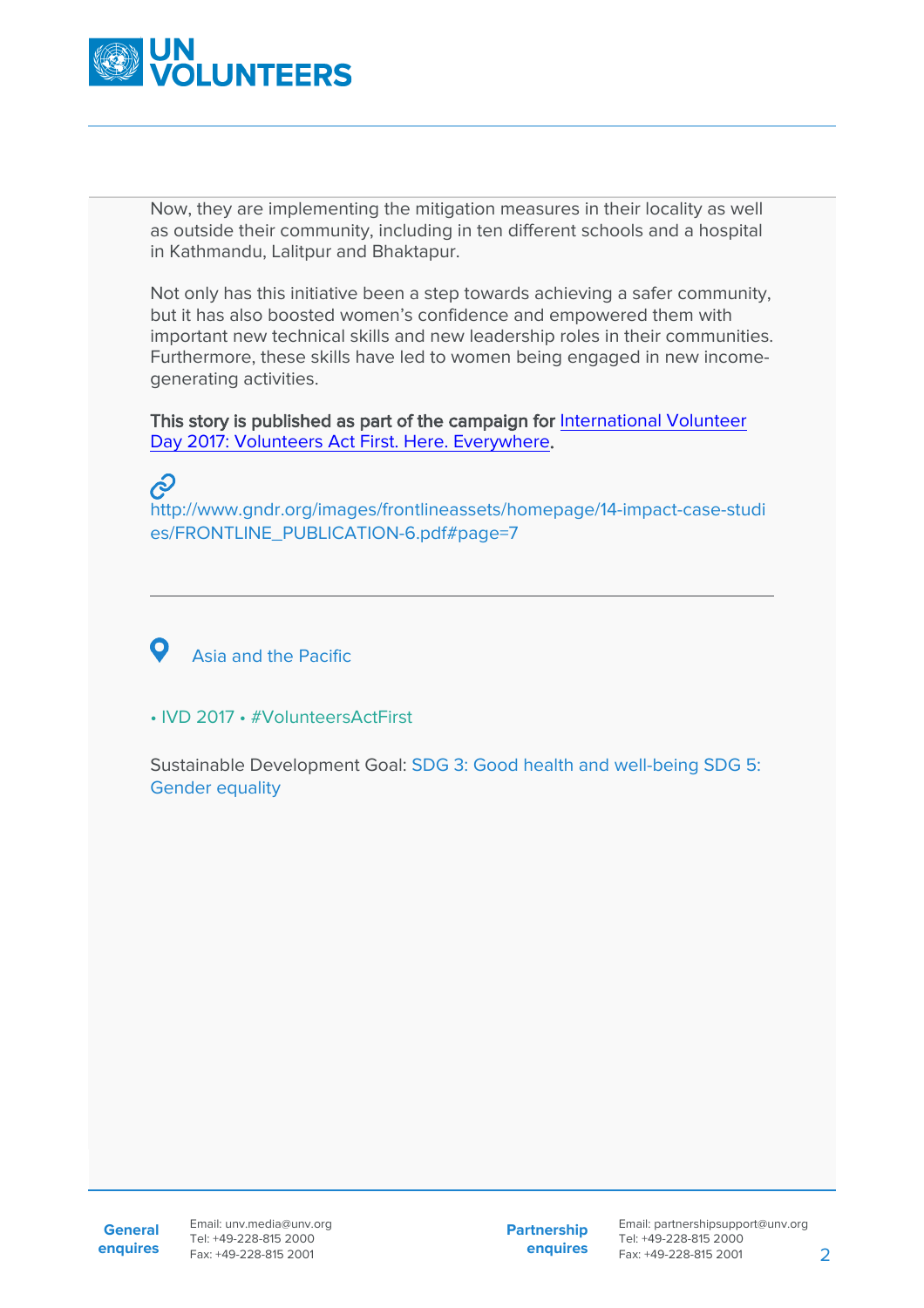Now, they are implementing the mitigation measures in their locality as well as outside their community, including in ten different schools and a hospital in Kathmandu, Lalitpur and Bhaktapur.

Not only has this initiative been a step towards achieving a safer community, but it has also boosted women's confidence and empowered them with important new technical skills and new leadership roles in their communities. Furthermore, these skills have led to women being engaged in new income-generating activities.

**This story is published as part of the campaign for** International Volunteer Day 2017: Volunteers Act First. Here. Everywhere.

http://www.gndr.org/images/frontlineassets/homepage/14-impact-case-studies/FRONTLINE_PUBLICATION-6.pdf#page=7

---

Asia and the Pacific

• IVD 2017 • #VolunteersActFirst

Sustainable Development Goal: SDG 3: Good health and well-being SDG 5: Gender equality

**General enquires**
Email: unv.media@unv.org
Tel: +49-228-815 2000
Fax: +49-228-815 2001

**Partnership enquires**
Email: partnershipsupport@unv.org
Tel: +49-228-815 2000
Fax: +49-228-815 2001